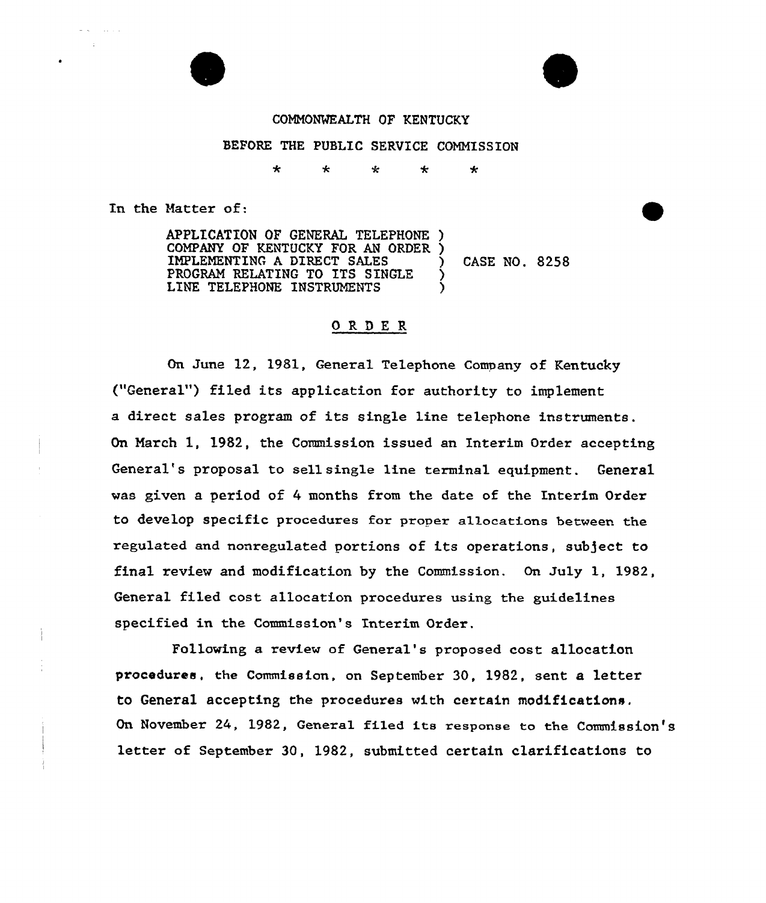COMMONWEALTH OF KENTUCKY

BEFORE THE PUBLIC SERVICE COMMISSION

\* \* \* \* \*

In the Matter of:

| | | |
|---|---|---|
| APPLICATION OF GENERAL TELEPHONE COMPANY OF KENTUCKY FOR AN ORDER IMPLEMENTING A DIRECT SALES PROGRAM RELATING TO ITS SINGLE LINE TELEPHONE INSTRUMENTS | ) | CASE NO. 8258 |

## O R D E R

On June 12, 1981, General Telephone Company of Kentucky ("General") filed its application for authority to implement a direct sales program of its single line telephone instruments. On March 1, 1982, the Commission issued an Interim Order accepting General's proposal to sell single line terminal equipment. General was given a period of 4 months from the date of the Interim Order to develop specific procedures for proper allocations between the regulated and nonregulated portions of its operations, subject to final review and modification by the Commission. On July 1, 1982, General filed cost allocation procedures using the guidelines specified in the Commission's Interim Order.

Following a review of General's proposed cost allocation procedures, the Commission, on September 30, 1982, sent a letter to General accepting the procedures with certain modifications. On November 24, 1982, General filed its response to the Commission's letter of September 30, 1982, submitted certain clarifications to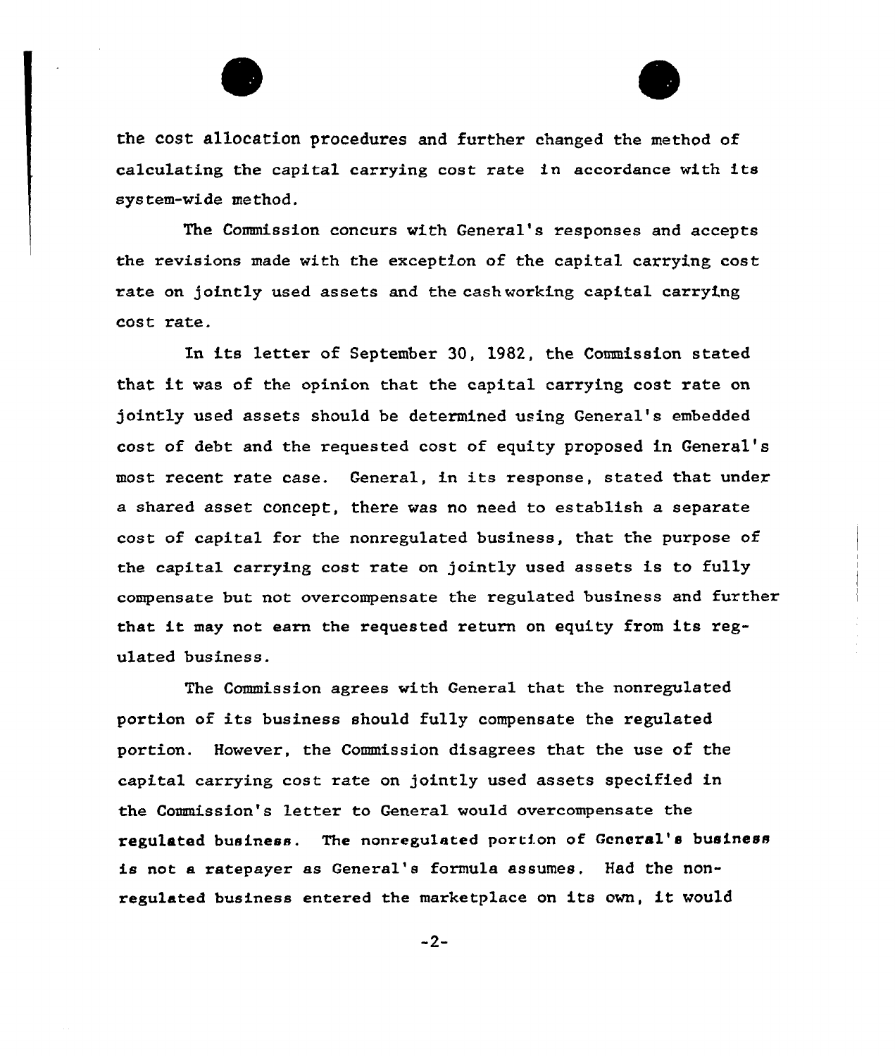the cost allocation procedures and further changed the method of calculating the capital carrying cost rate in accordance with its system-wide method.

The Commission concurs with General's responses and accepts the revisions made with the exception of the capital carrying cost rate on jointly used assets and the cash working capital carrying cost rate.

In its letter of September 30, 1982, the Commission stated that it was of the opinion that the capital carrying cost rate on jointly used assets should be determined using General's embedded cost of debt and the requested cost of equity proposed in General's most recent rate case. General, in its response, stated that under a shared asset concept, there was no need to establish a separate cost of capital for the nonregulated business, that the purpose of the capital carrying cost rate on jointly used assets is to fully compensate but not overcompensate the regulated business and further that it may not earn the requested return on equity from its regulated business.

The Commission agrees with General that the nonregulated portion of its business should fully compensate the regulated portion. However, the Commission disagrees that the use of the capital carrying cost rate on jointly used assets specified in the Commission's letter to General would overcompensate the regulated business. The nonregulated portion of General's business is not a ratepayer as General's formula assumes. Had the nonregulated business entered the marketplace on its own, it would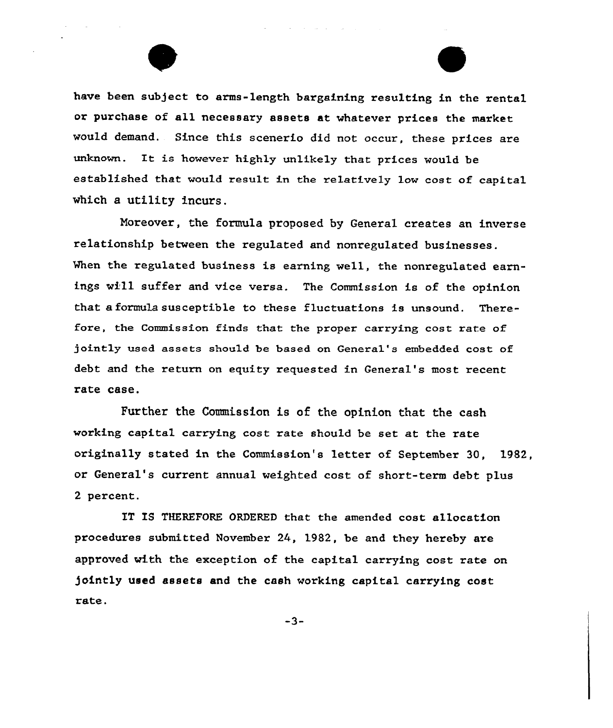have been subject to arms-length bargaining resulting in the rental or purchase of all necessary assets at whatever prices the market would demand. Since this scenerio did not occur, these prices are unknown. It is however highly unlikely that prices would be established that would result in the relatively low cost of capital which a utility incurs.

Moreover, the formula proposed by General creates an inverse relationship between the regulated and nonregulated businesses. When the regulated business is earning well, the nonregulated earnings will suffer and vice versa. The Commission is of the opinion that a formula susceptible to these fluctuations is unsound. Therefore, the Commission finds that the proper carrying cost rate of jointly used assets should be based on General's embedded cost of debt and the return on equity requested in General's most recent rate case.

Further the Commission is of the opinion that the cash working capital carrying cost rate should be set at the rate originally stated in the Commission's letter of September 30, 1982, or General's current annual weighted cost of short-term debt plus 2 percent.

IT IS THEREFORE ORDERED that the amended cost allocation procedures submitted November 24, 1982, be and they hereby are approved with the exception of the capital carrying cost rate on jointly used assets and the cash working capital carrying cost rate.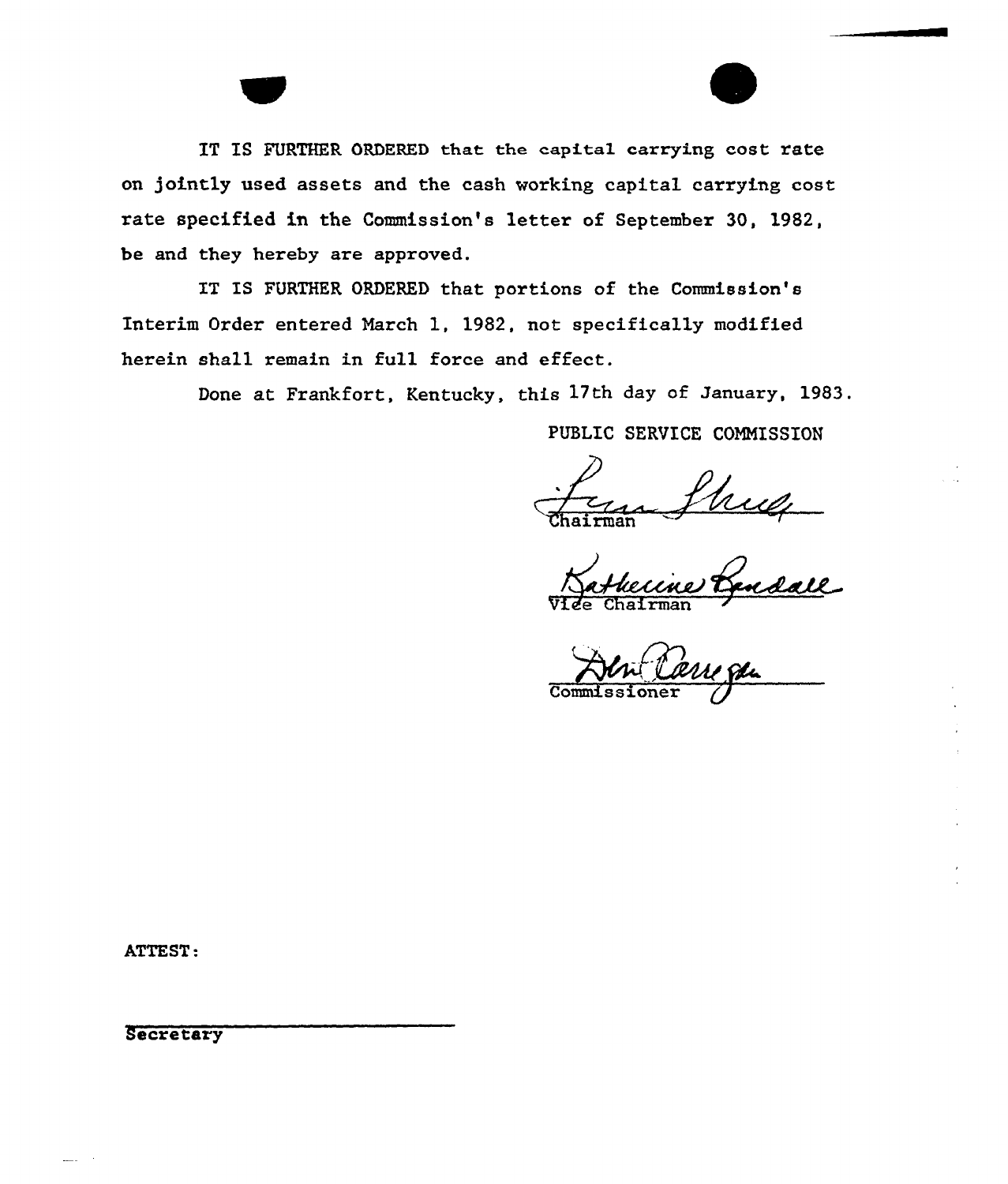IT IS FURTHER ORDERED that the capital carrying cost rate on jointly used assets and the cash working capital carrying cost rate specified in the Commission's letter of September 30, 1982, be and they hereby are approved.

IT IS FURTHER ORDERED that portions of the Commission's Interim Order entered March 1, 1982, not specifically modified herein shall remain in full force and effect.

Done at Frankfort, Kentucky, this 17th day of January, 1983.

PUBLIC SERVICE COMMISSION

Chairman

Vice Chairman

Commissioner

ATTEST:

Secretary